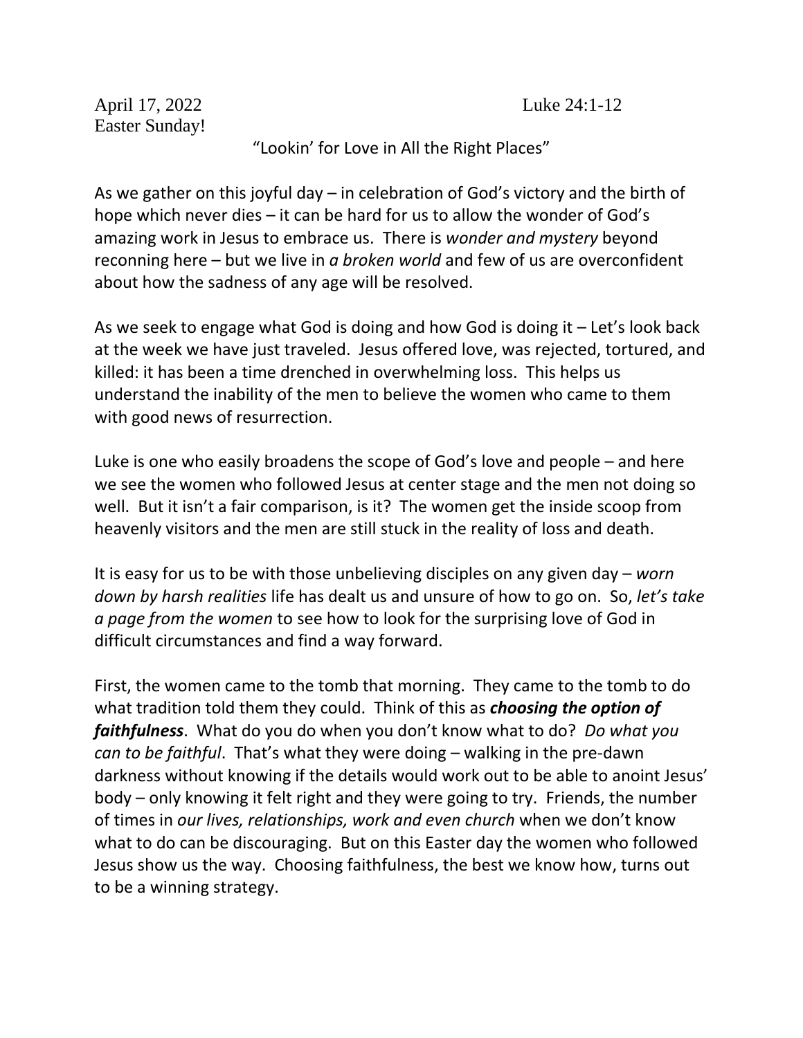April 17, 2022 Luke 24:1-12

Easter Sunday!

"Lookin' for Love in All the Right Places"

As we gather on this joyful day – in celebration of God's victory and the birth of hope which never dies – it can be hard for us to allow the wonder of God's amazing work in Jesus to embrace us. There is *wonder and mystery* beyond reconning here – but we live in *a broken world* and few of us are overconfident about how the sadness of any age will be resolved.

As we seek to engage what God is doing and how God is doing it – Let's look back at the week we have just traveled. Jesus offered love, was rejected, tortured, and killed: it has been a time drenched in overwhelming loss. This helps us understand the inability of the men to believe the women who came to them with good news of resurrection.

Luke is one who easily broadens the scope of God's love and people – and here we see the women who followed Jesus at center stage and the men not doing so well. But it isn't a fair comparison, is it? The women get the inside scoop from heavenly visitors and the men are still stuck in the reality of loss and death.

It is easy for us to be with those unbelieving disciples on any given day – *worn down by harsh realities* life has dealt us and unsure of how to go on. So, *let's take a page from the women* to see how to look for the surprising love of God in difficult circumstances and find a way forward.

First, the women came to the tomb that morning. They came to the tomb to do what tradition told them they could. Think of this as ***choosing the option of faithfulness***. What do you do when you don't know what to do? *Do what you can to be faithful*. That's what they were doing – walking in the pre-dawn darkness without knowing if the details would work out to be able to anoint Jesus' body – only knowing it felt right and they were going to try. Friends, the number of times in *our lives, relationships, work and even church* when we don't know what to do can be discouraging. But on this Easter day the women who followed Jesus show us the way. Choosing faithfulness, the best we know how, turns out to be a winning strategy.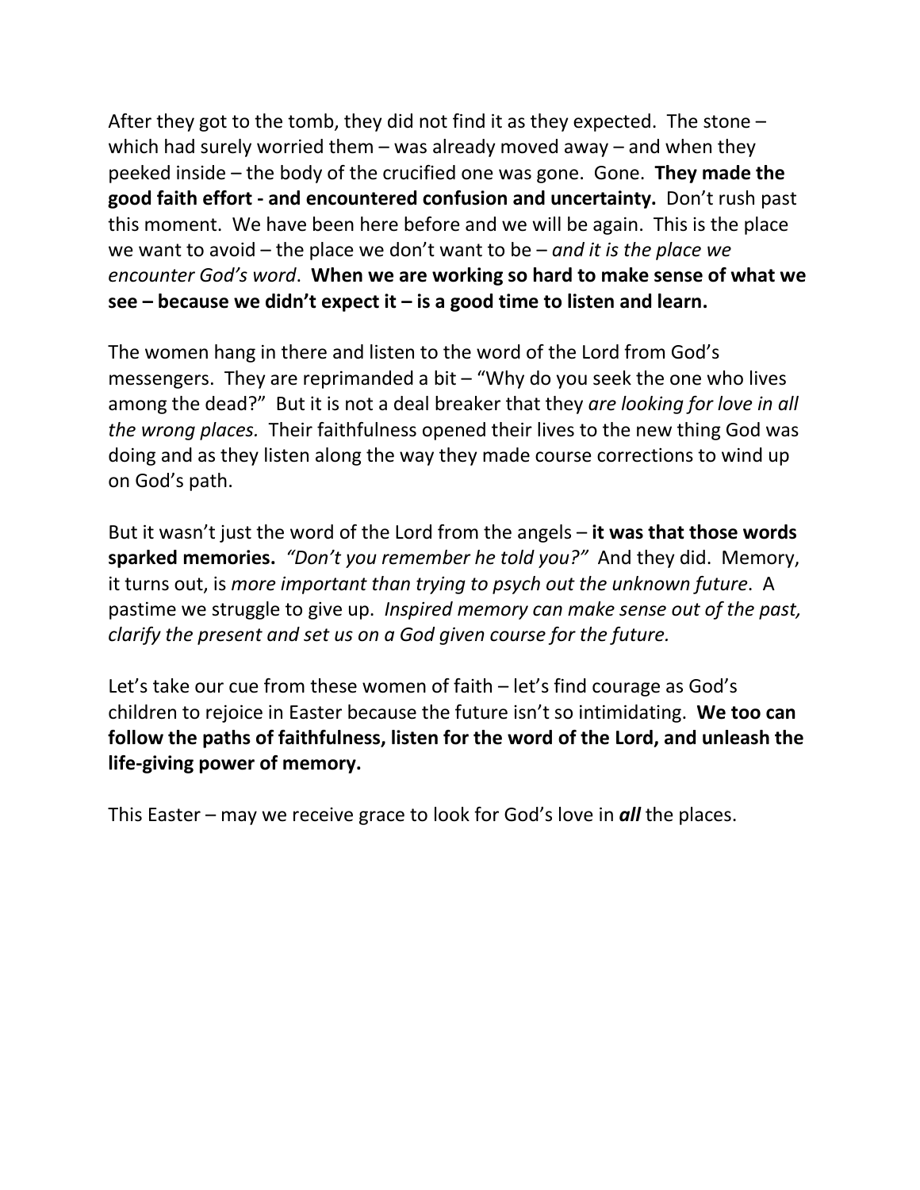After they got to the tomb, they did not find it as they expected. The stone – which had surely worried them – was already moved away – and when they peeked inside – the body of the crucified one was gone. Gone. **They made the good faith effort - and encountered confusion and uncertainty.** Don't rush past this moment. We have been here before and we will be again. This is the place we want to avoid – the place we don't want to be – *and it is the place we encounter God's word*. **When we are working so hard to make sense of what we see – because we didn't expect it – is a good time to listen and learn.**

The women hang in there and listen to the word of the Lord from God's messengers. They are reprimanded a bit – "Why do you seek the one who lives among the dead?" But it is not a deal breaker that they *are looking for love in all the wrong places.* Their faithfulness opened their lives to the new thing God was doing and as they listen along the way they made course corrections to wind up on God's path.

But it wasn't just the word of the Lord from the angels – **it was that those words sparked memories.** *"Don't you remember he told you?"* And they did. Memory, it turns out, is *more important than trying to psych out the unknown future*. A pastime we struggle to give up. *Inspired memory can make sense out of the past, clarify the present and set us on a God given course for the future.*

Let's take our cue from these women of faith – let's find courage as God's children to rejoice in Easter because the future isn't so intimidating. **We too can follow the paths of faithfulness, listen for the word of the Lord, and unleash the life-giving power of memory.**

This Easter – may we receive grace to look for God's love in ***all*** the places.